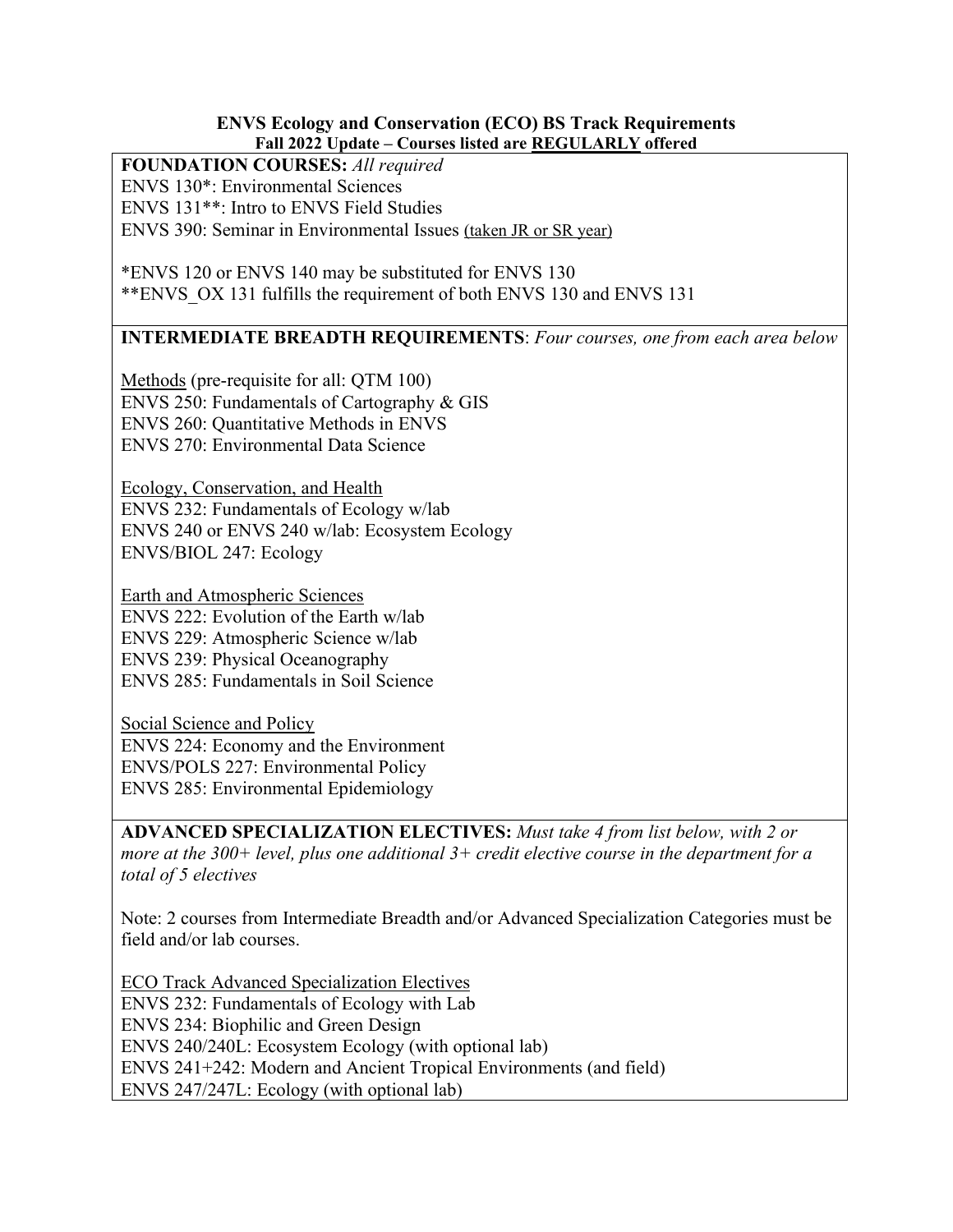**ENVS Ecology and Conservation (ECO) BS Track Requirements**
**Fall 2022 Update – Courses listed are REGULARLY offered**

**FOUNDATION COURSES:** *All required*
ENVS 130*: Environmental Sciences
ENVS 131**: Intro to ENVS Field Studies
ENVS 390: Seminar in Environmental Issues (taken JR or SR year)

*ENVS 120 or ENVS 140 may be substituted for ENVS 130
**ENVS_OX 131 fulfills the requirement of both ENVS 130 and ENVS 131

**INTERMEDIATE BREADTH REQUIREMENTS**: *Four courses, one from each area below*

Methods (pre-requisite for all: QTM 100)
ENVS 250: Fundamentals of Cartography & GIS
ENVS 260: Quantitative Methods in ENVS
ENVS 270: Environmental Data Science

Ecology, Conservation, and Health
ENVS 232: Fundamentals of Ecology w/lab
ENVS 240 or ENVS 240 w/lab: Ecosystem Ecology
ENVS/BIOL 247: Ecology

Earth and Atmospheric Sciences
ENVS 222: Evolution of the Earth w/lab
ENVS 229: Atmospheric Science w/lab
ENVS 239: Physical Oceanography
ENVS 285: Fundamentals in Soil Science

Social Science and Policy
ENVS 224: Economy and the Environment
ENVS/POLS 227: Environmental Policy
ENVS 285: Environmental Epidemiology

**ADVANCED SPECIALIZATION ELECTIVES:** *Must take 4 from list below, with 2 or more at the 300+ level, plus one additional 3+ credit elective course in the department for a total of 5 electives*

Note: 2 courses from Intermediate Breadth and/or Advanced Specialization Categories must be field and/or lab courses.

ECO Track Advanced Specialization Electives
ENVS 232: Fundamentals of Ecology with Lab
ENVS 234: Biophilic and Green Design
ENVS 240/240L: Ecosystem Ecology (with optional lab)
ENVS 241+242: Modern and Ancient Tropical Environments (and field)
ENVS 247/247L: Ecology (with optional lab)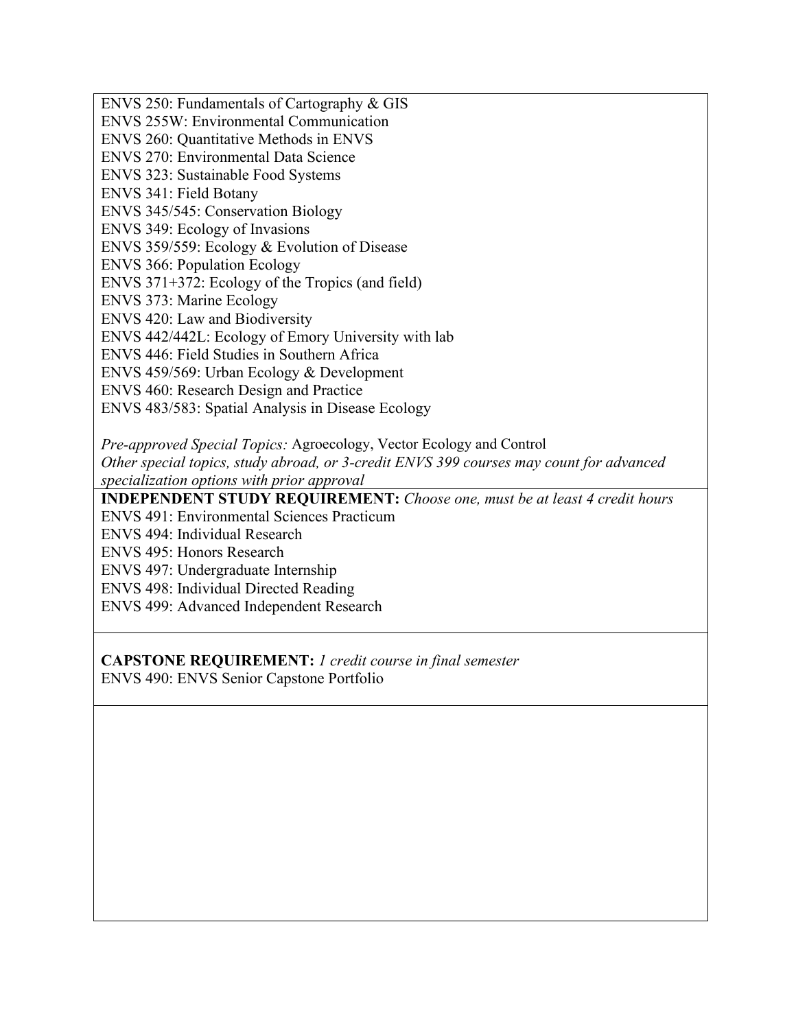ENVS 250: Fundamentals of Cartography & GIS
ENVS 255W: Environmental Communication
ENVS 260: Quantitative Methods in ENVS
ENVS 270: Environmental Data Science
ENVS 323: Sustainable Food Systems
ENVS 341: Field Botany
ENVS 345/545: Conservation Biology
ENVS 349: Ecology of Invasions
ENVS 359/559: Ecology & Evolution of Disease
ENVS 366: Population Ecology
ENVS 371+372: Ecology of the Tropics (and field)
ENVS 373: Marine Ecology
ENVS 420: Law and Biodiversity
ENVS 442/442L: Ecology of Emory University with lab
ENVS 446: Field Studies in Southern Africa
ENVS 459/569: Urban Ecology & Development
ENVS 460: Research Design and Practice
ENVS 483/583: Spatial Analysis in Disease Ecology

*Pre-approved Special Topics:* Agroecology, Vector Ecology and Control
*Other special topics, study abroad, or 3-credit ENVS 399 courses may count for advanced specialization options with prior approval*

**INDEPENDENT STUDY REQUIREMENT:** *Choose one, must be at least 4 credit hours*
ENVS 491: Environmental Sciences Practicum
ENVS 494: Individual Research
ENVS 495: Honors Research
ENVS 497: Undergraduate Internship
ENVS 498: Individual Directed Reading
ENVS 499: Advanced Independent Research

**CAPSTONE REQUIREMENT:** *1 credit course in final semester*
ENVS 490: ENVS Senior Capstone Portfolio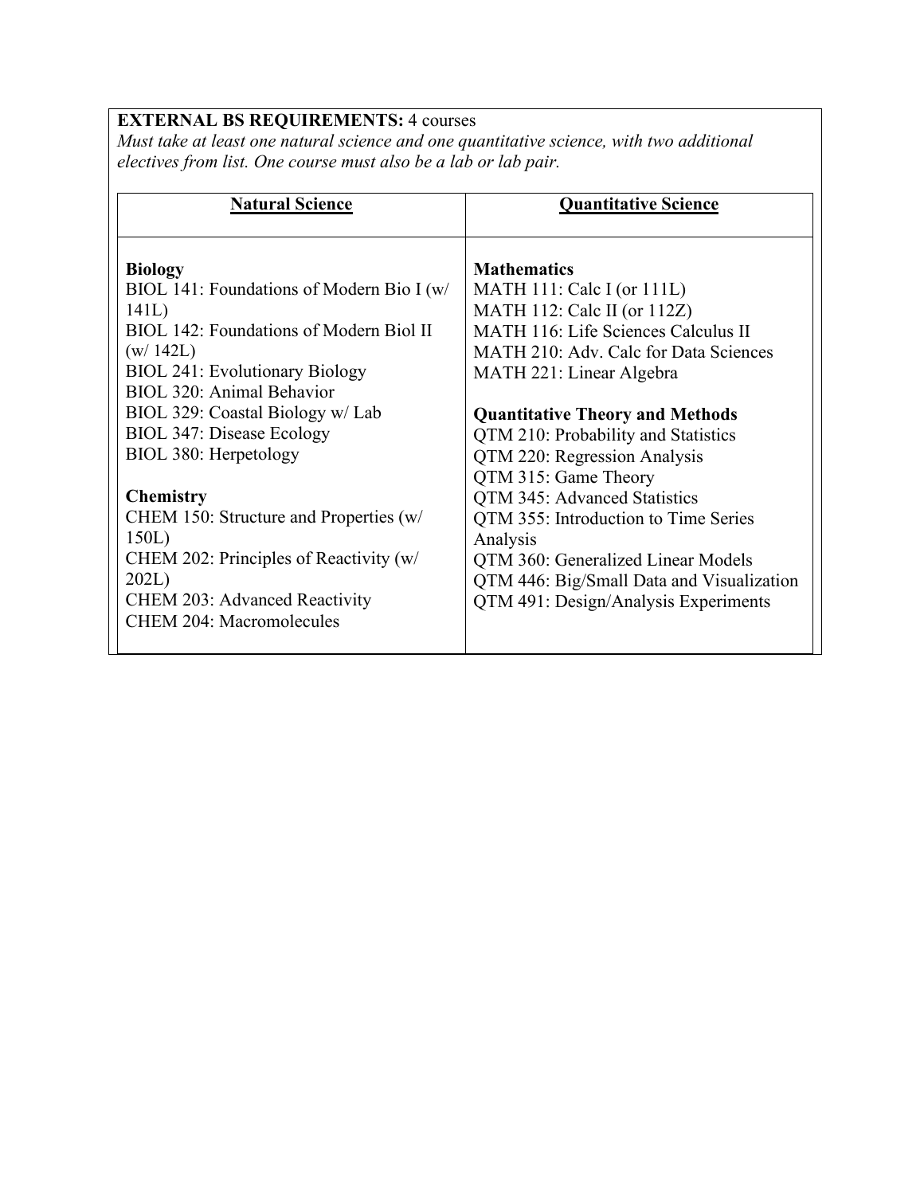**EXTERNAL BS REQUIREMENTS:** 4 courses

*Must take at least one natural science and one quantitative science, with two additional electives from list. One course must also be a lab or lab pair.*

| **Natural Science** | **Quantitative Science** |
|---|---|
| **Biology**<br>BIOL 141: Foundations of Modern Bio I (w/ 141L)<br>BIOL 142: Foundations of Modern Biol II (w/ 142L)<br>BIOL 241: Evolutionary Biology<br>BIOL 320: Animal Behavior<br>BIOL 329: Coastal Biology w/ Lab<br>BIOL 347: Disease Ecology<br>BIOL 380: Herpetology<br><br>**Chemistry**<br>CHEM 150: Structure and Properties (w/ 150L)<br>CHEM 202: Principles of Reactivity (w/ 202L)<br>CHEM 203: Advanced Reactivity<br>CHEM 204: Macromolecules | **Mathematics**<br>MATH 111: Calc I (or 111L)<br>MATH 112: Calc II (or 112Z)<br>MATH 116: Life Sciences Calculus II<br>MATH 210: Adv. Calc for Data Sciences<br>MATH 221: Linear Algebra<br><br>**Quantitative Theory and Methods**<br>QTM 210: Probability and Statistics<br>QTM 220: Regression Analysis<br>QTM 315: Game Theory<br>QTM 345: Advanced Statistics<br>QTM 355: Introduction to Time Series Analysis<br>QTM 360: Generalized Linear Models<br>QTM 446: Big/Small Data and Visualization<br>QTM 491: Design/Analysis Experiments |